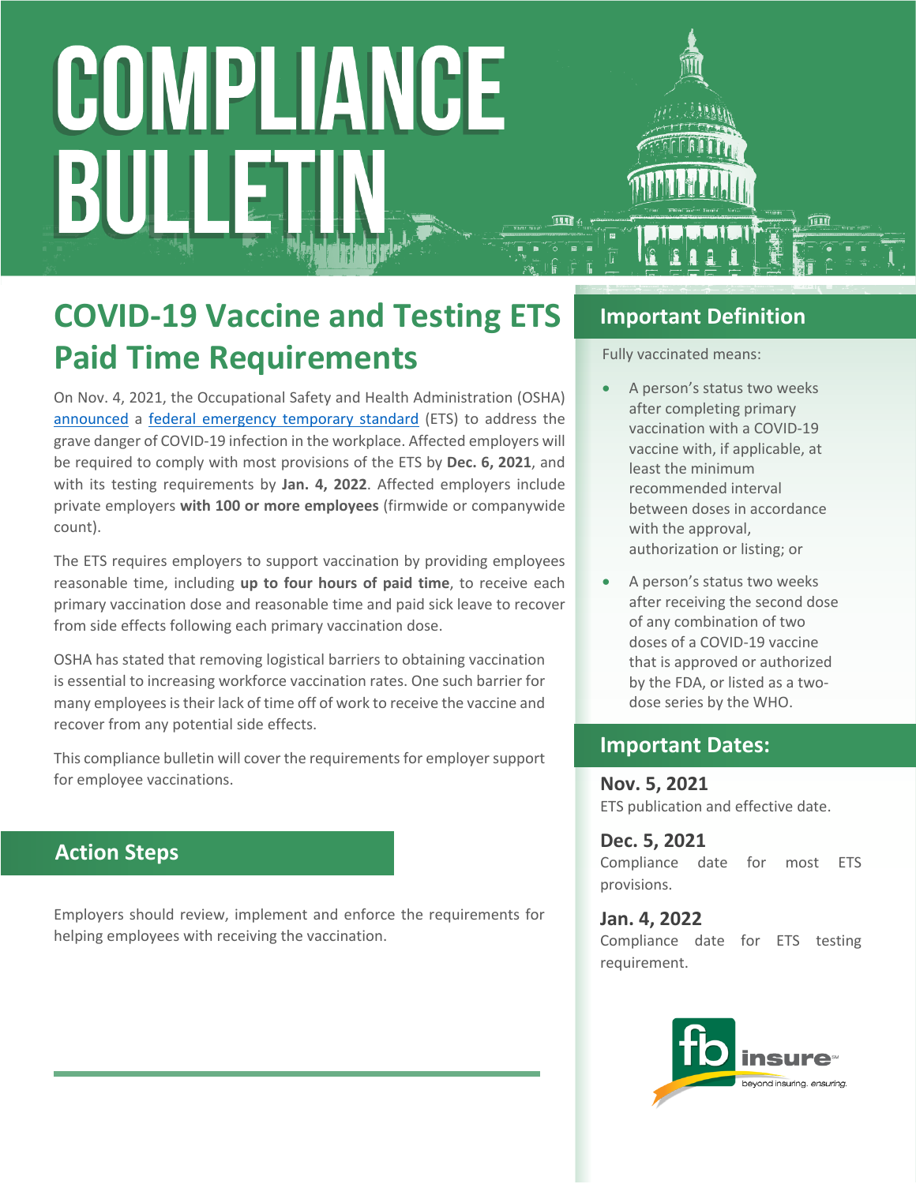# COMPLIANCE BULLETIN

## COVID-19 Vaccine and Testing ETS Paid Time Requirements

On Nov. 4, 2021, the Occupational Safety and Health Administration (OSHA) announced a federal emergency temporary standard (ETS) to address the grave danger of COVID-19 infection in the workplace. Affected employers will be required to comply with most provisions of the ETS by **Dec. 6, 2021**, and with its testing requirements by **Jan. 4, 2022**. Affected employers include private employers **with 100 or more employees** (firmwide or companywide count).

The ETS requires employers to support vaccination by providing employees reasonable time, including **up to four hours of paid time**, to receive each primary vaccination dose and reasonable time and paid sick leave to recover from side effects following each primary vaccination dose.

OSHA has stated that removing logistical barriers to obtaining vaccination is essential to increasing workforce vaccination rates. One such barrier for many employees is their lack of time off of work to receive the vaccine and recover from any potential side effects.

This compliance bulletin will cover the requirements for employer support for employee vaccinations.

### Action Steps

Employers should review, implement and enforce the requirements for helping employees with receiving the vaccination.

### Important Definition

Fully vaccinated means:

- A person's status two weeks after completing primary vaccination with a COVID-19 vaccine with, if applicable, at least the minimum recommended interval between doses in accordance with the approval, authorization or listing; or
- A person's status two weeks after receiving the second dose of any combination of two doses of a COVID-19 vaccine that is approved or authorized by the FDA, or listed as a two-dose series by the WHO.

### Important Dates:

**Nov. 5, 2021**
ETS publication and effective date.

**Dec. 5, 2021**
Compliance date for most ETS provisions.

**Jan. 4, 2022**
Compliance date for ETS testing requirement.

fb insure
beyond insuring. *ensuring.*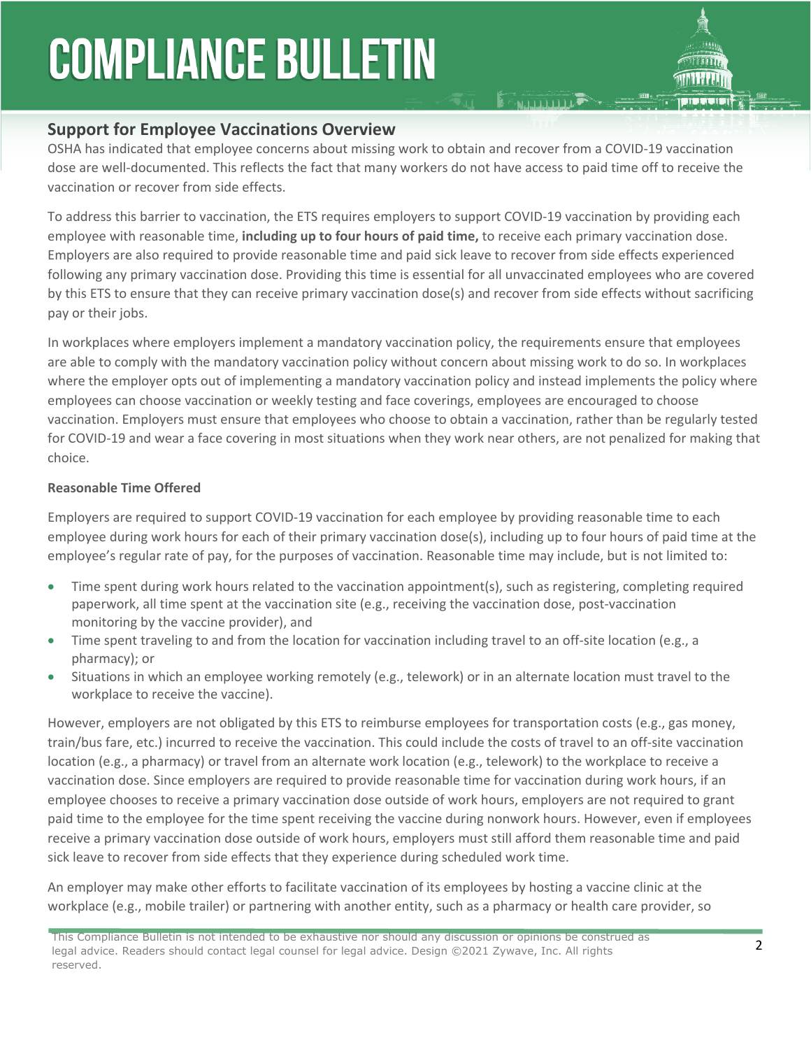## Support for Employee Vaccinations Overview

OSHA has indicated that employee concerns about missing work to obtain and recover from a COVID-19 vaccination dose are well-documented. This reflects the fact that many workers do not have access to paid time off to receive the vaccination or recover from side effects.

To address this barrier to vaccination, the ETS requires employers to support COVID-19 vaccination by providing each employee with reasonable time, **including up to four hours of paid time,** to receive each primary vaccination dose. Employers are also required to provide reasonable time and paid sick leave to recover from side effects experienced following any primary vaccination dose. Providing this time is essential for all unvaccinated employees who are covered by this ETS to ensure that they can receive primary vaccination dose(s) and recover from side effects without sacrificing pay or their jobs.

In workplaces where employers implement a mandatory vaccination policy, the requirements ensure that employees are able to comply with the mandatory vaccination policy without concern about missing work to do so. In workplaces where the employer opts out of implementing a mandatory vaccination policy and instead implements the policy where employees can choose vaccination or weekly testing and face coverings, employees are encouraged to choose vaccination. Employers must ensure that employees who choose to obtain a vaccination, rather than be regularly tested for COVID-19 and wear a face covering in most situations when they work near others, are not penalized for making that choice.

**Reasonable Time Offered**

Employers are required to support COVID-19 vaccination for each employee by providing reasonable time to each employee during work hours for each of their primary vaccination dose(s), including up to four hours of paid time at the employee's regular rate of pay, for the purposes of vaccination. Reasonable time may include, but is not limited to:

- Time spent during work hours related to the vaccination appointment(s), such as registering, completing required paperwork, all time spent at the vaccination site (e.g., receiving the vaccination dose, post-vaccination monitoring by the vaccine provider), and
- Time spent traveling to and from the location for vaccination including travel to an off-site location (e.g., a pharmacy); or
- Situations in which an employee working remotely (e.g., telework) or in an alternate location must travel to the workplace to receive the vaccine).

However, employers are not obligated by this ETS to reimburse employees for transportation costs (e.g., gas money, train/bus fare, etc.) incurred to receive the vaccination. This could include the costs of travel to an off-site vaccination location (e.g., a pharmacy) or travel from an alternate work location (e.g., telework) to the workplace to receive a vaccination dose. Since employers are required to provide reasonable time for vaccination during work hours, if an employee chooses to receive a primary vaccination dose outside of work hours, employers are not required to grant paid time to the employee for the time spent receiving the vaccine during nonwork hours. However, even if employees receive a primary vaccination dose outside of work hours, employers must still afford them reasonable time and paid sick leave to recover from side effects that they experience during scheduled work time.

An employer may make other efforts to facilitate vaccination of its employees by hosting a vaccine clinic at the workplace (e.g., mobile trailer) or partnering with another entity, such as a pharmacy or health care provider, so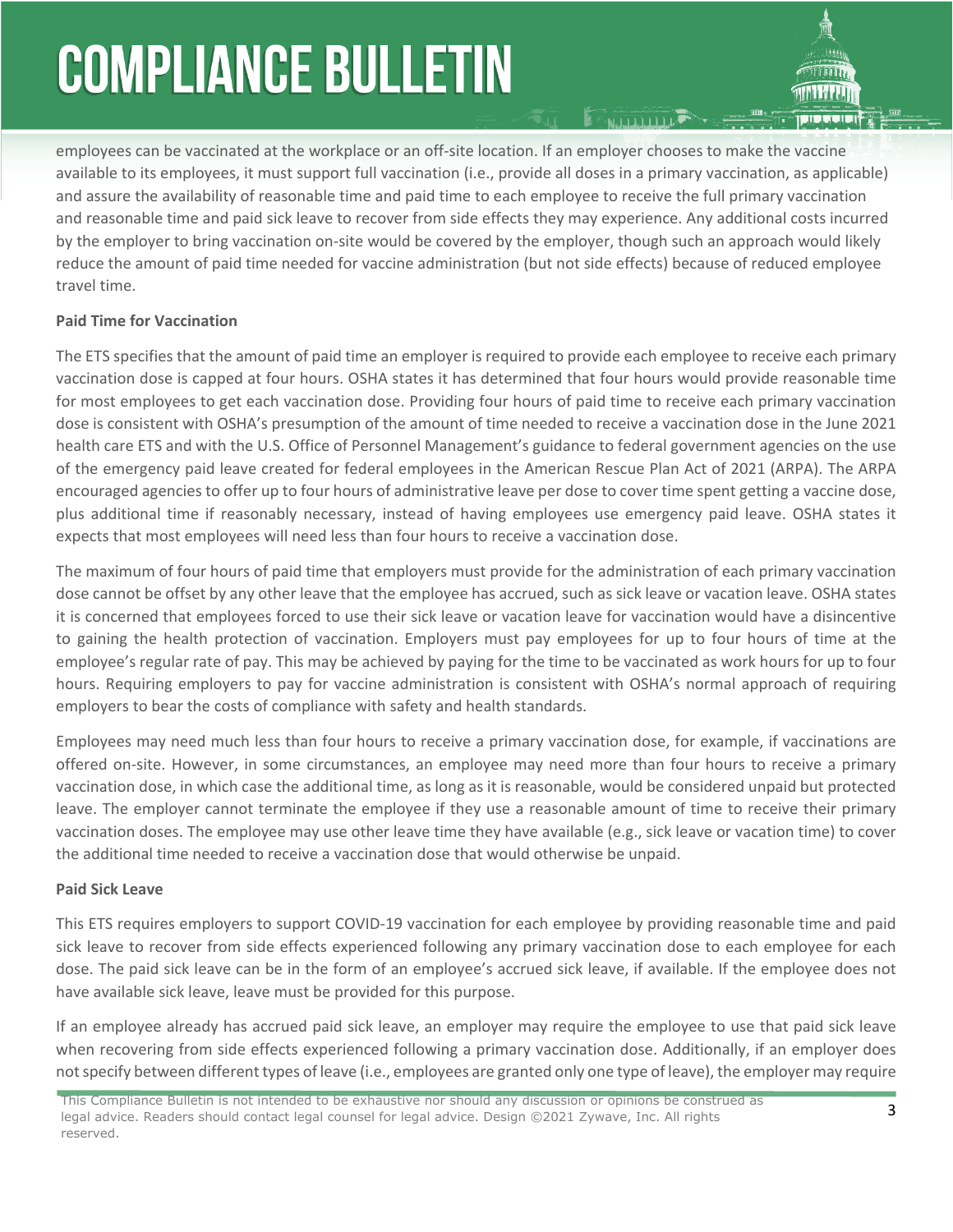employees can be vaccinated at the workplace or an off-site location. If an employer chooses to make the vaccine available to its employees, it must support full vaccination (i.e., provide all doses in a primary vaccination, as applicable) and assure the availability of reasonable time and paid time to each employee to receive the full primary vaccination and reasonable time and paid sick leave to recover from side effects they may experience. Any additional costs incurred by the employer to bring vaccination on-site would be covered by the employer, though such an approach would likely reduce the amount of paid time needed for vaccine administration (but not side effects) because of reduced employee travel time.

**Paid Time for Vaccination**

The ETS specifies that the amount of paid time an employer is required to provide each employee to receive each primary vaccination dose is capped at four hours. OSHA states it has determined that four hours would provide reasonable time for most employees to get each vaccination dose. Providing four hours of paid time to receive each primary vaccination dose is consistent with OSHA's presumption of the amount of time needed to receive a vaccination dose in the June 2021 health care ETS and with the U.S. Office of Personnel Management's guidance to federal government agencies on the use of the emergency paid leave created for federal employees in the American Rescue Plan Act of 2021 (ARPA). The ARPA encouraged agencies to offer up to four hours of administrative leave per dose to cover time spent getting a vaccine dose, plus additional time if reasonably necessary, instead of having employees use emergency paid leave. OSHA states it expects that most employees will need less than four hours to receive a vaccination dose.

The maximum of four hours of paid time that employers must provide for the administration of each primary vaccination dose cannot be offset by any other leave that the employee has accrued, such as sick leave or vacation leave. OSHA states it is concerned that employees forced to use their sick leave or vacation leave for vaccination would have a disincentive to gaining the health protection of vaccination. Employers must pay employees for up to four hours of time at the employee's regular rate of pay. This may be achieved by paying for the time to be vaccinated as work hours for up to four hours. Requiring employers to pay for vaccine administration is consistent with OSHA's normal approach of requiring employers to bear the costs of compliance with safety and health standards.

Employees may need much less than four hours to receive a primary vaccination dose, for example, if vaccinations are offered on-site. However, in some circumstances, an employee may need more than four hours to receive a primary vaccination dose, in which case the additional time, as long as it is reasonable, would be considered unpaid but protected leave. The employer cannot terminate the employee if they use a reasonable amount of time to receive their primary vaccination doses. The employee may use other leave time they have available (e.g., sick leave or vacation time) to cover the additional time needed to receive a vaccination dose that would otherwise be unpaid.

**Paid Sick Leave**

This ETS requires employers to support COVID-19 vaccination for each employee by providing reasonable time and paid sick leave to recover from side effects experienced following any primary vaccination dose to each employee for each dose. The paid sick leave can be in the form of an employee's accrued sick leave, if available. If the employee does not have available sick leave, leave must be provided for this purpose.

If an employee already has accrued paid sick leave, an employer may require the employee to use that paid sick leave when recovering from side effects experienced following a primary vaccination dose. Additionally, if an employer does not specify between different types of leave (i.e., employees are granted only one type of leave), the employer may require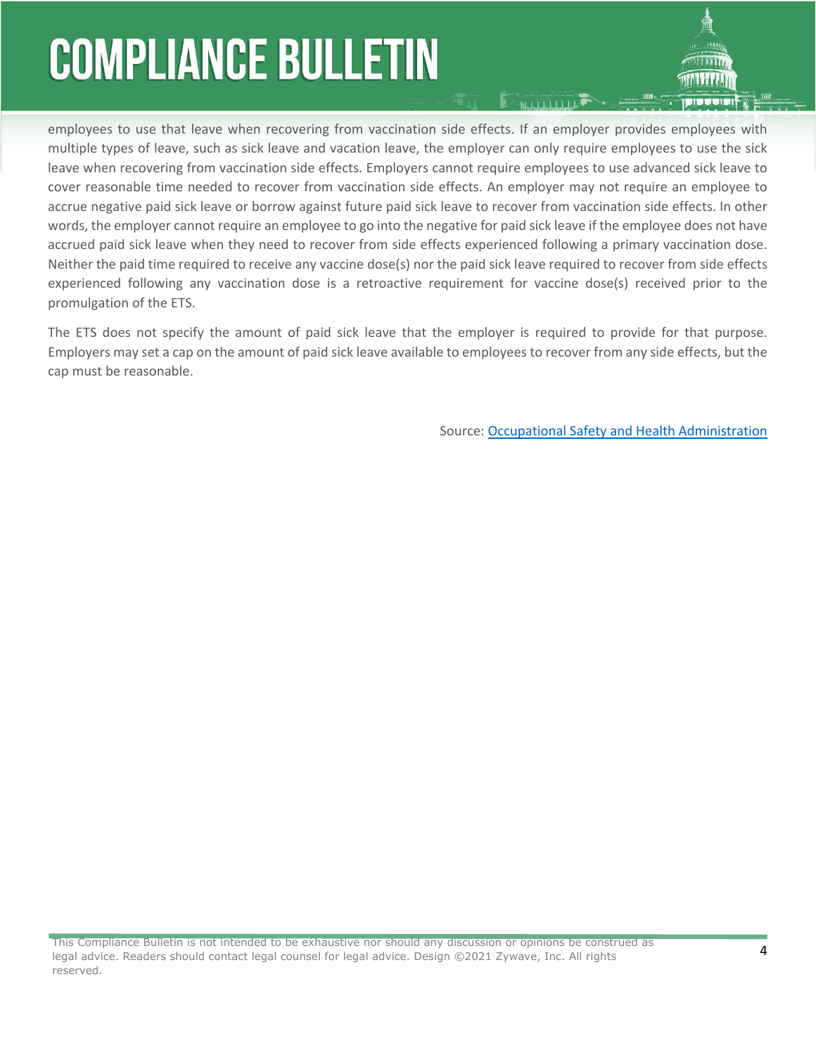employees to use that leave when recovering from vaccination side effects. If an employer provides employees with multiple types of leave, such as sick leave and vacation leave, the employer can only require employees to use the sick leave when recovering from vaccination side effects. Employers cannot require employees to use advanced sick leave to cover reasonable time needed to recover from vaccination side effects. An employer may not require an employee to accrue negative paid sick leave or borrow against future paid sick leave to recover from vaccination side effects. In other words, the employer cannot require an employee to go into the negative for paid sick leave if the employee does not have accrued paid sick leave when they need to recover from side effects experienced following a primary vaccination dose. Neither the paid time required to receive any vaccine dose(s) nor the paid sick leave required to recover from side effects experienced following any vaccination dose is a retroactive requirement for vaccine dose(s) received prior to the promulgation of the ETS.

The ETS does not specify the amount of paid sick leave that the employer is required to provide for that purpose. Employers may set a cap on the amount of paid sick leave available to employees to recover from any side effects, but the cap must be reasonable.

Source: Occupational Safety and Health Administration

This Compliance Bulletin is not intended to be exhaustive nor should any discussion or opinions be construed as legal advice. Readers should contact legal counsel for legal advice. Design ©2021 Zywave, Inc. All rights reserved.